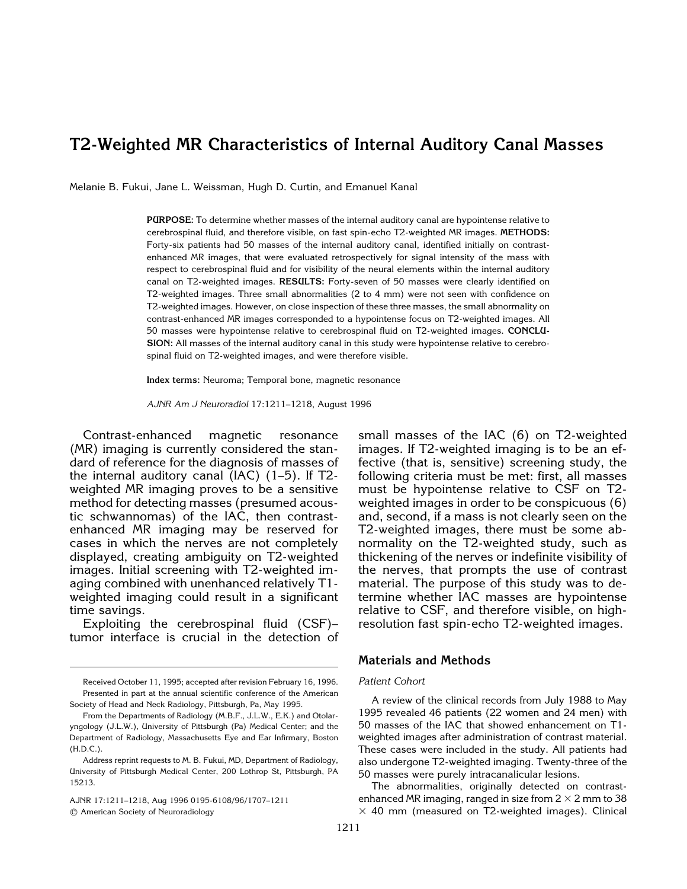# T2-Weighted MR Characteristics of Internal Auditory Canal Masses

Melanie B. Fukui, Jane L. Weissman, Hugh D. Curtin, and Emanuel Kanal

**PURPOSE:** To determine whether masses of the internal auditory canal are hypointense relative to cerebrospinal fluid, and therefore visible, on fast spin-echo T2-weighted MR images. **METHODS:** Forty-six patients had 50 masses of the internal auditory canal, identified initially on contrast-enhanced MR images, that were evaluated retrospectively for signal intensity of the mass with respect to cerebrospinal fluid and for visibility of the neural elements within the internal auditory canal on T2-weighted images. **RESULTS:** Forty-seven of 50 masses were clearly identified on T2-weighted images. Three small abnormalities (2 to 4 mm) were not seen with confidence on T2-weighted images. However, on close inspection of these three masses, the small abnormality on contrast-enhanced MR images corresponded to a hypointense focus on T2-weighted images. All 50 masses were hypointense relative to cerebrospinal fluid on T2-weighted images. **CONCLUSION:** All masses of the internal auditory canal in this study were hypointense relative to cerebrospinal fluid on T2-weighted images, and were therefore visible.

**Index terms:** Neuroma; Temporal bone, magnetic resonance

*AJNR Am J Neuroradiol* 17:1211–1218, August 1996

Contrast-enhanced magnetic resonance (MR) imaging is currently considered the standard of reference for the diagnosis of masses of the internal auditory canal (IAC) (1–5). If T2-weighted MR imaging proves to be a sensitive method for detecting masses (presumed acoustic schwannomas) of the IAC, then contrast-enhanced MR imaging may be reserved for cases in which the nerves are not completely displayed, creating ambiguity on T2-weighted images. Initial screening with T2-weighted imaging combined with unenhanced relatively T1-weighted imaging could result in a significant time savings.

Exploiting the cerebrospinal fluid (CSF)–tumor interface is crucial in the detection of small masses of the IAC (6) on T2-weighted images. If T2-weighted imaging is to be an effective (that is, sensitive) screening study, the following criteria must be met: first, all masses must be hypointense relative to CSF on T2-weighted images in order to be conspicuous (6) and, second, if a mass is not clearly seen on the T2-weighted images, there must be some abnormality on the T2-weighted study, such as thickening of the nerves or indefinite visibility of the nerves, that prompts the use of contrast material. The purpose of this study was to determine whether IAC masses are hypointense relative to CSF, and therefore visible, on high-resolution fast spin-echo T2-weighted images.

## Materials and Methods

### *Patient Cohort*

A review of the clinical records from July 1988 to May 1995 revealed 46 patients (22 women and 24 men) with 50 masses of the IAC that showed enhancement on T1-weighted images after administration of contrast material. These cases were included in the study. All patients had also undergone T2-weighted imaging. Twenty-three of the 50 masses were purely intracanalicular lesions.

The abnormalities, originally detected on contrast-enhanced MR imaging, ranged in size from 2 × 2 mm to 38 × 40 mm (measured on T2-weighted images). Clinical

---

Received October 11, 1995; accepted after revision February 16, 1996.

Presented in part at the annual scientific conference of the American Society of Head and Neck Radiology, Pittsburgh, Pa, May 1995.

From the Departments of Radiology (M.B.F., J.L.W., E.K.) and Otolaryngology (J.L.W.), University of Pittsburgh (Pa) Medical Center; and the Department of Radiology, Massachusetts Eye and Ear Infirmary, Boston (H.D.C.).

Address reprint requests to M. B. Fukui, MD, Department of Radiology, University of Pittsburgh Medical Center, 200 Lothrop St, Pittsburgh, PA 15213.

AJNR 17:1211–1218, Aug 1996 0195-6108/96/1707–1211
© American Society of Neuroradiology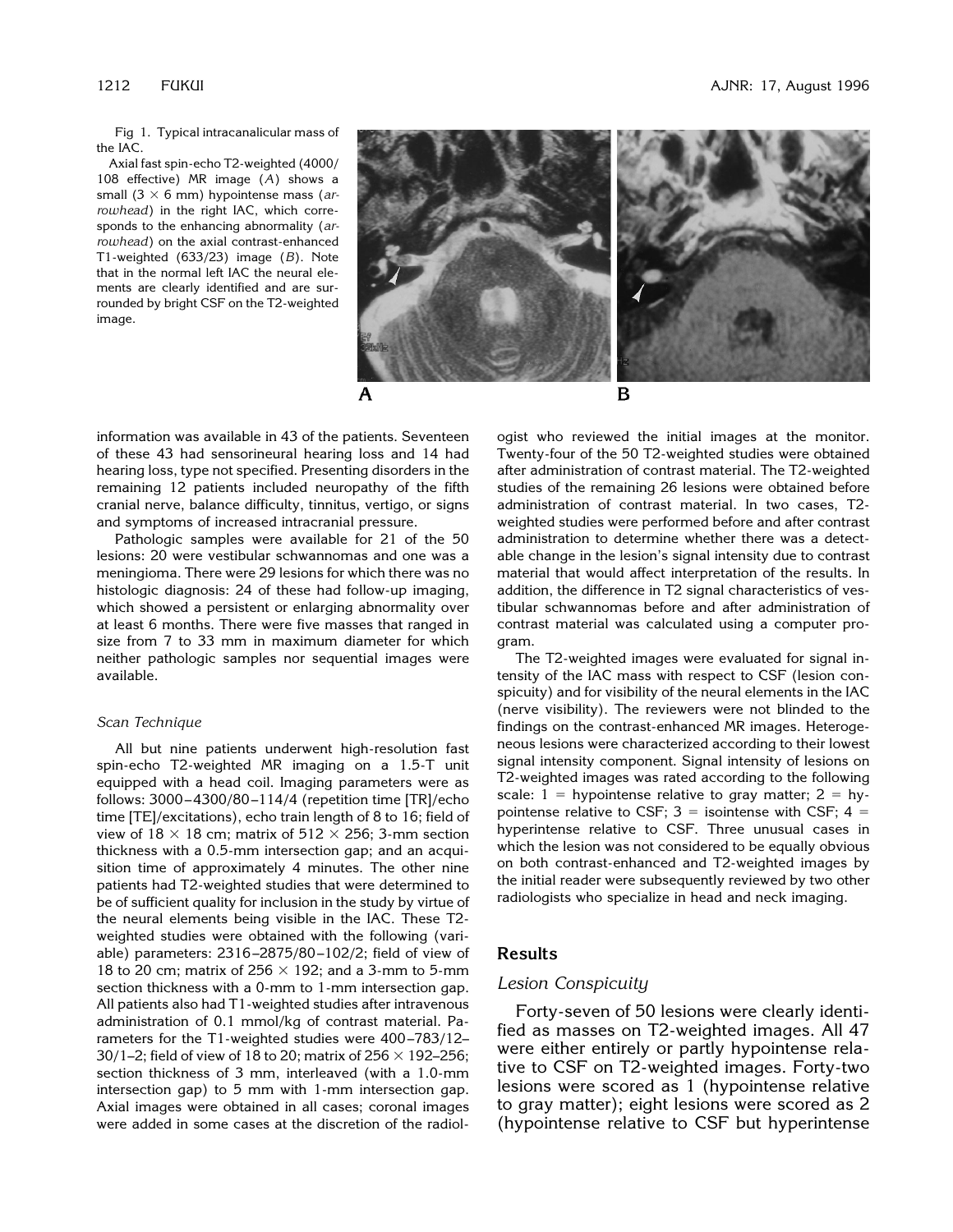Fig 1. Typical intracanalicular mass of the IAC.

Axial fast spin-echo T2-weighted (4000/108 effective) MR image (*A*) shows a small (3 × 6 mm) hypointense mass (*arrowhead*) in the right IAC, which corresponds to the enhancing abnormality (*arrowhead*) on the axial contrast-enhanced T1-weighted (633/23) image (*B*). Note that in the normal left IAC the neural elements are clearly identified and are surrounded by bright CSF on the T2-weighted image.

information was available in 43 of the patients. Seventeen of these 43 had sensorineural hearing loss and 14 had hearing loss, type not specified. Presenting disorders in the remaining 12 patients included neuropathy of the fifth cranial nerve, balance difficulty, tinnitus, vertigo, or signs and symptoms of increased intracranial pressure.

Pathologic samples were available for 21 of the 50 lesions: 20 were vestibular schwannomas and one was a meningioma. There were 29 lesions for which there was no histologic diagnosis: 24 of these had follow-up imaging, which showed a persistent or enlarging abnormality over at least 6 months. There were five masses that ranged in size from 7 to 33 mm in maximum diameter for which neither pathologic samples nor sequential images were available.

### *Scan Technique*

All but nine patients underwent high-resolution fast spin-echo T2-weighted MR imaging on a 1.5-T unit equipped with a head coil. Imaging parameters were as follows: 3000–4300/80–114/4 (repetition time [TR]/echo time [TE]/excitations), echo train length of 8 to 16; field of view of 18 × 18 cm; matrix of 512 × 256; 3-mm section thickness with a 0.5-mm intersection gap; and an acquisition time of approximately 4 minutes. The other nine patients had T2-weighted studies that were determined to be of sufficient quality for inclusion in the study by virtue of the neural elements being visible in the IAC. These T2-weighted studies were obtained with the following (variable) parameters: 2316–2875/80–102/2; field of view of 18 to 20 cm; matrix of 256 × 192; and a 3-mm to 5-mm section thickness with a 0-mm to 1-mm intersection gap. All patients also had T1-weighted studies after intravenous administration of 0.1 mmol/kg of contrast material. Parameters for the T1-weighted studies were 400–783/12–30/1–2; field of view of 18 to 20; matrix of 256 × 192–256; section thickness of 3 mm, interleaved (with a 1.0-mm intersection gap) to 5 mm with 1-mm intersection gap. Axial images were obtained in all cases; coronal images were added in some cases at the discretion of the radiologist who reviewed the initial images at the monitor. Twenty-four of the 50 T2-weighted studies were obtained after administration of contrast material. The T2-weighted studies of the remaining 26 lesions were obtained before administration of contrast material. In two cases, T2-weighted studies were performed before and after contrast administration to determine whether there was a detectable change in the lesion's signal intensity due to contrast material that would affect interpretation of the results. In addition, the difference in T2 signal characteristics of vestibular schwannomas before and after administration of contrast material was calculated using a computer program.

The T2-weighted images were evaluated for signal intensity of the IAC mass with respect to CSF (lesion conspicuity) and for visibility of the neural elements in the IAC (nerve visibility). The reviewers were not blinded to the findings on the contrast-enhanced MR images. Heterogeneous lesions were characterized according to their lowest signal intensity component. Signal intensity of lesions on T2-weighted images was rated according to the following scale: 1 = hypointense relative to gray matter; 2 = hypointense relative to CSF; 3 = isointense with CSF; 4 = hyperintense relative to CSF. Three unusual cases in which the lesion was not considered to be equally obvious on both contrast-enhanced and T2-weighted images by the initial reader were subsequently reviewed by two other radiologists who specialize in head and neck imaging.

## Results

### *Lesion Conspicuity*

Forty-seven of 50 lesions were clearly identified as masses on T2-weighted images. All 47 were either entirely or partly hypointense relative to CSF on T2-weighted images. Forty-two lesions were scored as 1 (hypointense relative to gray matter); eight lesions were scored as 2 (hypointense relative to CSF but hyperintense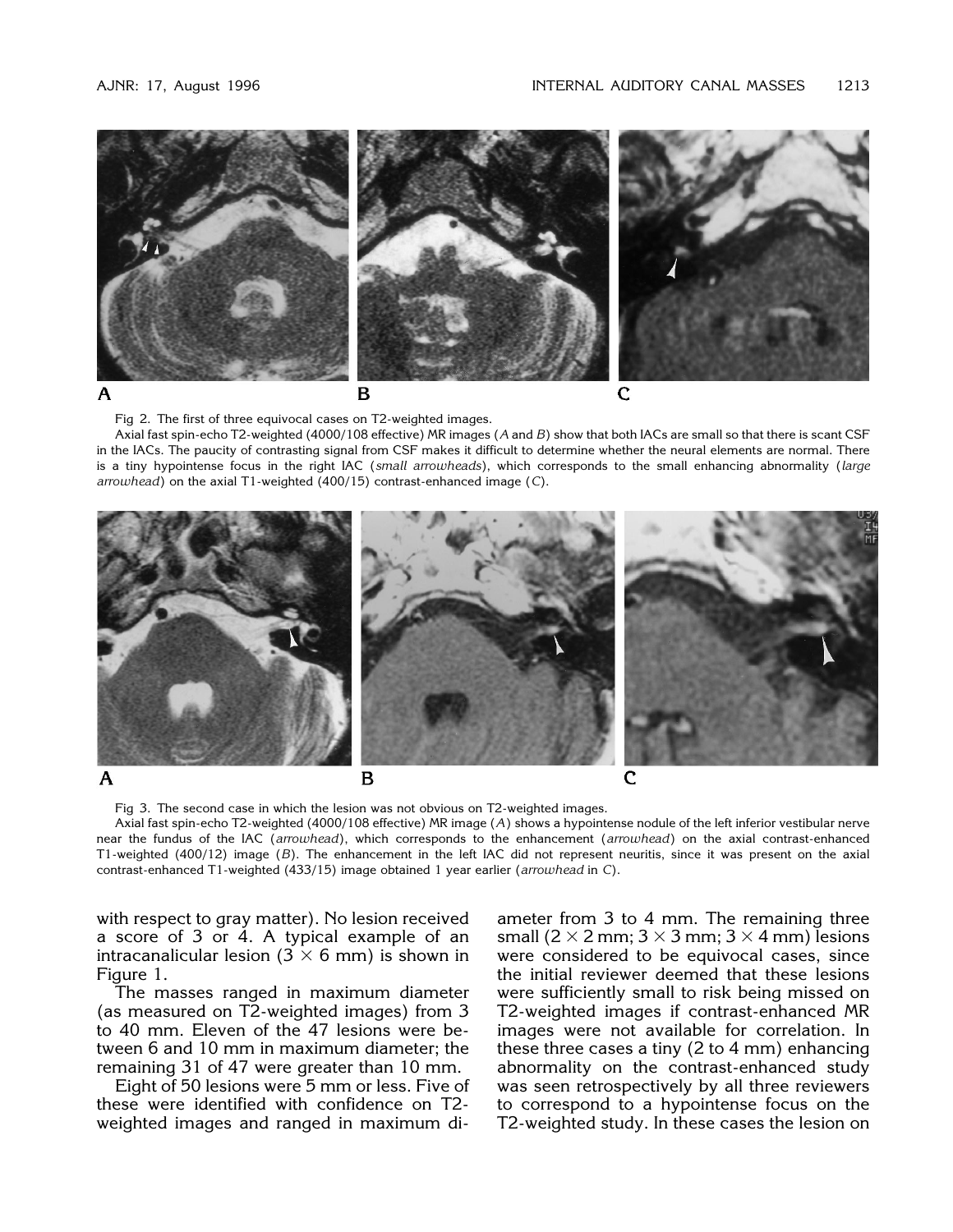Fig 2. The first of three equivocal cases on T2-weighted images.

Axial fast spin-echo T2-weighted (4000/108 effective) MR images (*A* and *B*) show that both IACs are small so that there is scant CSF in the IACs. The paucity of contrasting signal from CSF makes it difficult to determine whether the neural elements are normal. There is a tiny hypointense focus in the right IAC (*small arrowheads*), which corresponds to the small enhancing abnormality (*large arrowhead*) on the axial T1-weighted (400/15) contrast-enhanced image (*C*).

Fig 3. The second case in which the lesion was not obvious on T2-weighted images.

Axial fast spin-echo T2-weighted (4000/108 effective) MR image (*A*) shows a hypointense nodule of the left inferior vestibular nerve near the fundus of the IAC (*arrowhead*), which corresponds to the enhancement (*arrowhead*) on the axial contrast-enhanced T1-weighted (400/12) image (*B*). The enhancement in the left IAC did not represent neuritis, since it was present on the axial contrast-enhanced T1-weighted (433/15) image obtained 1 year earlier (*arrowhead* in *C*).

with respect to gray matter). No lesion received a score of 3 or 4. A typical example of an intracanalicular lesion (3 × 6 mm) is shown in Figure 1.

The masses ranged in maximum diameter (as measured on T2-weighted images) from 3 to 40 mm. Eleven of the 47 lesions were between 6 and 10 mm in maximum diameter; the remaining 31 of 47 were greater than 10 mm.

Eight of 50 lesions were 5 mm or less. Five of these were identified with confidence on T2-weighted images and ranged in maximum diameter from 3 to 4 mm. The remaining three small (2 × 2 mm; 3 × 3 mm; 3 × 4 mm) lesions were considered to be equivocal cases, since the initial reviewer deemed that these lesions were sufficiently small to risk being missed on T2-weighted images if contrast-enhanced MR images were not available for correlation. In these three cases a tiny (2 to 4 mm) enhancing abnormality on the contrast-enhanced study was seen retrospectively by all three reviewers to correspond to a hypointense focus on the T2-weighted study. In these cases the lesion on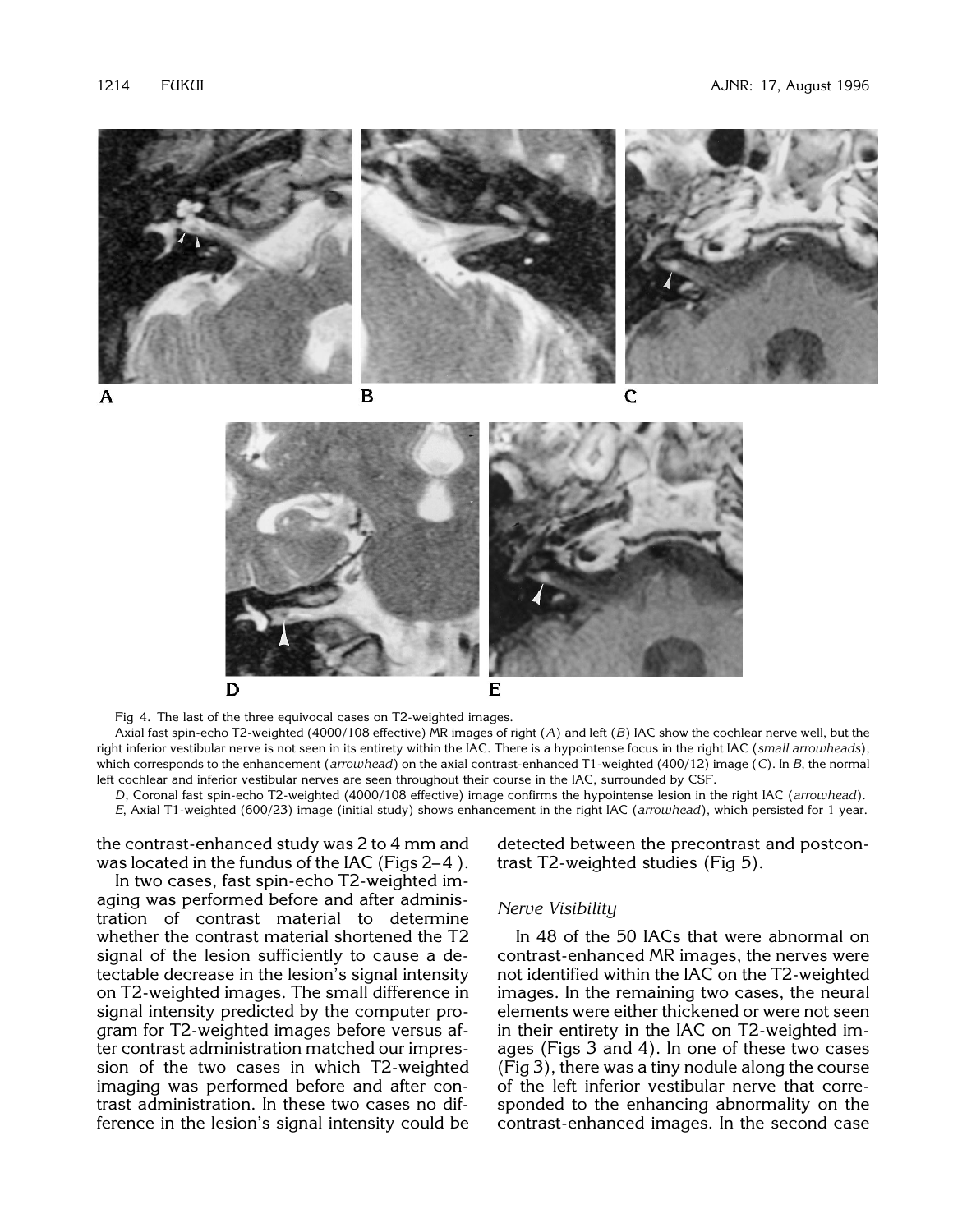Fig 4. The last of the three equivocal cases on T2-weighted images.

Axial fast spin-echo T2-weighted (4000/108 effective) MR images of right (*A*) and left (*B*) IAC show the cochlear nerve well, but the right inferior vestibular nerve is not seen in its entirety within the IAC. There is a hypointense focus in the right IAC (*small arrowheads*), which corresponds to the enhancement (*arrowhead*) on the axial contrast-enhanced T1-weighted (400/12) image (*C*). In *B*, the normal left cochlear and inferior vestibular nerves are seen throughout their course in the IAC, surrounded by CSF.

*D*, Coronal fast spin-echo T2-weighted (4000/108 effective) image confirms the hypointense lesion in the right IAC (*arrowhead*).

*E*, Axial T1-weighted (600/23) image (initial study) shows enhancement in the right IAC (*arrowhead*), which persisted for 1 year.

the contrast-enhanced study was 2 to 4 mm and was located in the fundus of the IAC (Figs 2–4 ).

In two cases, fast spin-echo T2-weighted imaging was performed before and after administration of contrast material to determine whether the contrast material shortened the T2 signal of the lesion sufficiently to cause a detectable decrease in the lesion's signal intensity on T2-weighted images. The small difference in signal intensity predicted by the computer program for T2-weighted images before versus after contrast administration matched our impression of the two cases in which T2-weighted imaging was performed before and after contrast administration. In these two cases no difference in the lesion's signal intensity could be detected between the precontrast and postcontrast T2-weighted studies (Fig 5).

### *Nerve Visibility*

In 48 of the 50 IACs that were abnormal on contrast-enhanced MR images, the nerves were not identified within the IAC on the T2-weighted images. In the remaining two cases, the neural elements were either thickened or were not seen in their entirety in the IAC on T2-weighted images (Figs 3 and 4). In one of these two cases (Fig 3), there was a tiny nodule along the course of the left inferior vestibular nerve that corresponded to the enhancing abnormality on the contrast-enhanced images. In the second case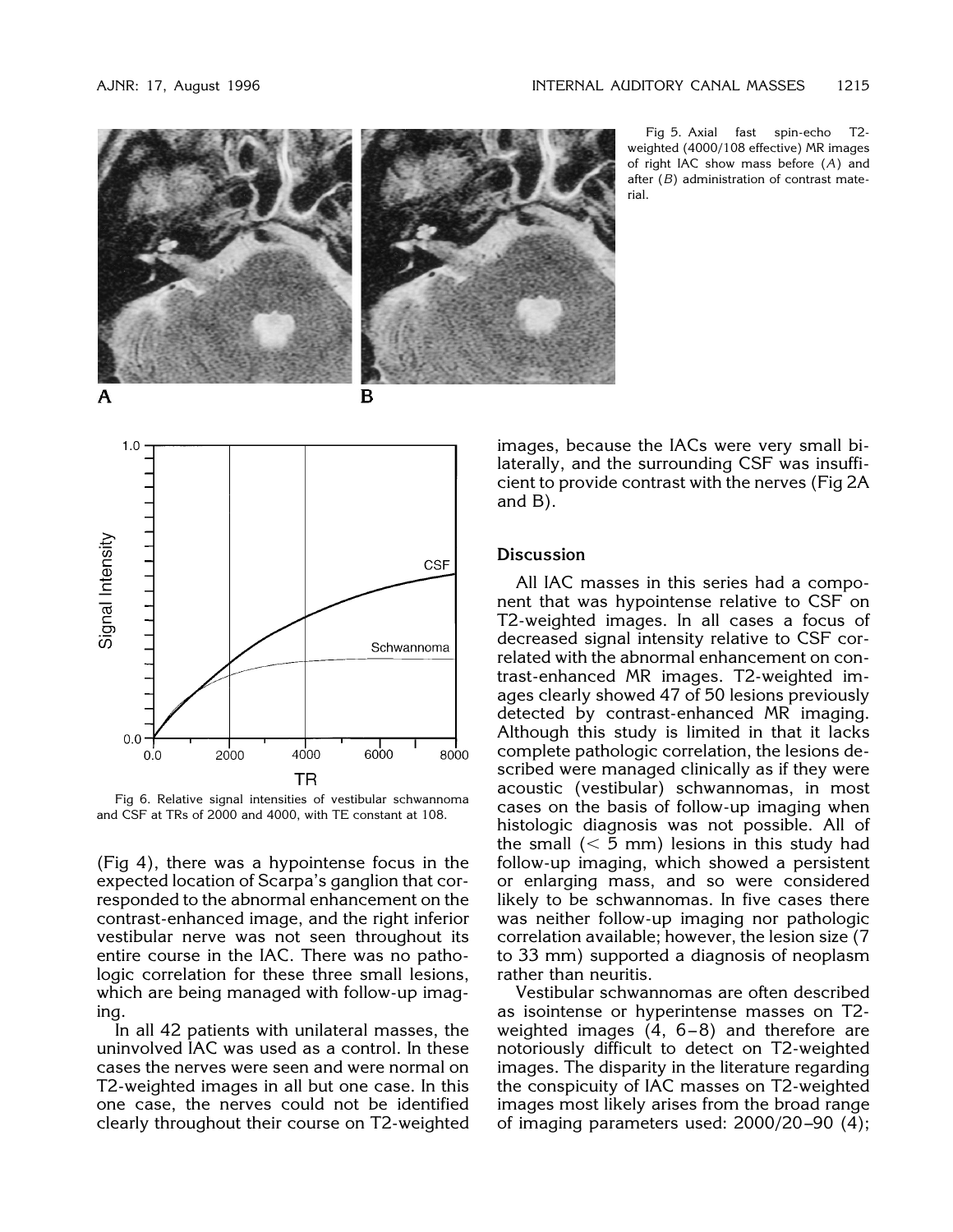Fig 5. Axial fast spin-echo T2-weighted (4000/108 effective) MR images of right IAC show mass before (*A*) and after (*B*) administration of contrast material.

Fig 6. Relative signal intensities of vestibular schwannoma and CSF at TRs of 2000 and 4000, with TE constant at 108.

(Fig 4), there was a hypointense focus in the expected location of Scarpa's ganglion that corresponded to the abnormal enhancement on the contrast-enhanced image, and the right inferior vestibular nerve was not seen throughout its entire course in the IAC. There was no pathologic correlation for these three small lesions, which are being managed with follow-up imaging.

In all 42 patients with unilateral masses, the uninvolved IAC was used as a control. In these cases the nerves were seen and were normal on T2-weighted images in all but one case. In this one case, the nerves could not be identified clearly throughout their course on T2-weighted images, because the IACs were very small bilaterally, and the surrounding CSF was insufficient to provide contrast with the nerves (Fig 2A and B).

## Discussion

All IAC masses in this series had a component that was hypointense relative to CSF on T2-weighted images. In all cases a focus of decreased signal intensity relative to CSF correlated with the abnormal enhancement on contrast-enhanced MR images. T2-weighted images clearly showed 47 of 50 lesions previously detected by contrast-enhanced MR imaging. Although this study is limited in that it lacks complete pathologic correlation, the lesions described were managed clinically as if they were acoustic (vestibular) schwannomas, in most cases on the basis of follow-up imaging when histologic diagnosis was not possible. All of the small (< 5 mm) lesions in this study had follow-up imaging, which showed a persistent or enlarging mass, and so were considered likely to be schwannomas. In five cases there was neither follow-up imaging nor pathologic correlation available; however, the lesion size (7 to 33 mm) supported a diagnosis of neoplasm rather than neuritis.

Vestibular schwannomas are often described as isointense or hyperintense masses on T2-weighted images (4, 6–8) and therefore are notoriously difficult to detect on T2-weighted images. The disparity in the literature regarding the conspicuity of IAC masses on T2-weighted images most likely arises from the broad range of imaging parameters used: 2000/20–90 (4);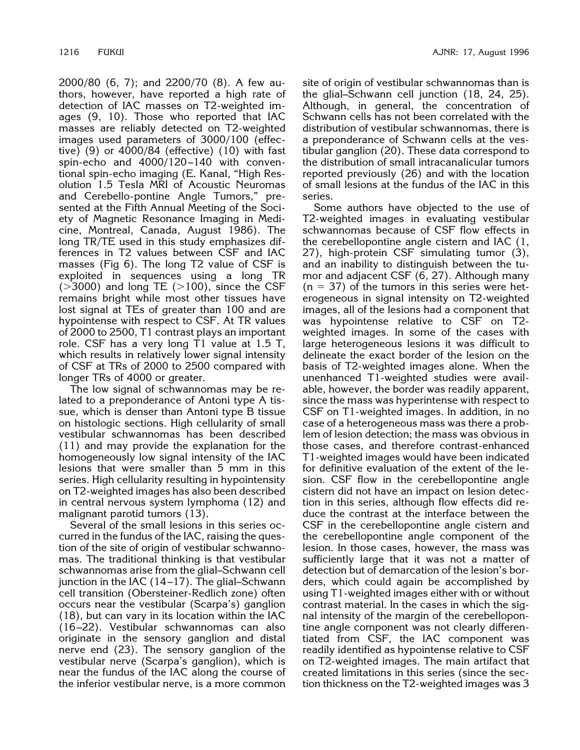2000/80 (6, 7); and 2200/70 (8). A few authors, however, have reported a high rate of detection of IAC masses on T2-weighted images (9, 10). Those who reported that IAC masses are reliably detected on T2-weighted images used parameters of 3000/100 (effective) (9) or 4000/84 (effective) (10) with fast spin-echo and 4000/120–140 with conventional spin-echo imaging (E. Kanal, "High Resolution 1.5 Tesla MRI of Acoustic Neuromas and Cerebello-pontine Angle Tumors," presented at the Fifth Annual Meeting of the Society of Magnetic Resonance Imaging in Medicine, Montreal, Canada, August 1986). The long TR/TE used in this study emphasizes differences in T2 values between CSF and IAC masses (Fig 6). The long T2 value of CSF is exploited in sequences using a long TR (>3000) and long TE (>100), since the CSF remains bright while most other tissues have lost signal at TEs of greater than 100 and are hypointense with respect to CSF. At TR values of 2000 to 2500, T1 contrast plays an important role. CSF has a very long T1 value at 1.5 T, which results in relatively lower signal intensity of CSF at TRs of 2000 to 2500 compared with longer TRs of 4000 or greater.

The low signal of schwannomas may be related to a preponderance of Antoni type A tissue, which is denser than Antoni type B tissue on histologic sections. High cellularity of small vestibular schwannomas has been described (11) and may provide the explanation for the homogeneously low signal intensity of the IAC lesions that were smaller than 5 mm in this series. High cellularity resulting in hypointensity on T2-weighted images has also been described in central nervous system lymphoma (12) and malignant parotid tumors (13).

Several of the small lesions in this series occurred in the fundus of the IAC, raising the question of the site of origin of vestibular schwannomas. The traditional thinking is that vestibular schwannomas arise from the glial–Schwann cell junction in the IAC (14–17). The glial–Schwann cell transition (Obersteiner-Redlich zone) often occurs near the vestibular (Scarpa's) ganglion (18), but can vary in its location within the IAC (16–22). Vestibular schwannomas can also originate in the sensory ganglion and distal nerve end (23). The sensory ganglion of the vestibular nerve (Scarpa's ganglion), which is near the fundus of the IAC along the course of the inferior vestibular nerve, is a more common site of origin of vestibular schwannomas than is the glial–Schwann cell junction (18, 24, 25). Although, in general, the concentration of Schwann cells has not been correlated with the distribution of vestibular schwannomas, there is a preponderance of Schwann cells at the vestibular ganglion (20). These data correspond to the distribution of small intracanalicular tumors reported previously (26) and with the location of small lesions at the fundus of the IAC in this series.

Some authors have objected to the use of T2-weighted images in evaluating vestibular schwannomas because of CSF flow effects in the cerebellopontine angle cistern and IAC (1, 27), high-protein CSF simulating tumor (3), and an inability to distinguish between the tumor and adjacent CSF (6, 27). Although many ($n = 37$) of the tumors in this series were heterogeneous in signal intensity on T2-weighted images, all of the lesions had a component that was hypointense relative to CSF on T2-weighted images. In some of the cases with large heterogeneous lesions it was difficult to delineate the exact border of the lesion on the basis of T2-weighted images alone. When the unenhanced T1-weighted studies were available, however, the border was readily apparent, since the mass was hyperintense with respect to CSF on T1-weighted images. In addition, in no case of a heterogeneous mass was there a problem of lesion detection; the mass was obvious in those cases, and therefore contrast-enhanced T1-weighted images would have been indicated for definitive evaluation of the extent of the lesion. CSF flow in the cerebellopontine angle cistern did not have an impact on lesion detection in this series, although flow effects did reduce the contrast at the interface between the CSF in the cerebellopontine angle cistern and the cerebellopontine angle component of the lesion. In those cases, however, the mass was sufficiently large that it was not a matter of detection but of demarcation of the lesion's borders, which could again be accomplished by using T1-weighted images either with or without contrast material. In the cases in which the signal intensity of the margin of the cerebellopontine angle component was not clearly differentiated from CSF, the IAC component was readily identified as hypointense relative to CSF on T2-weighted images. The main artifact that created limitations in this series (since the section thickness on the T2-weighted images was 3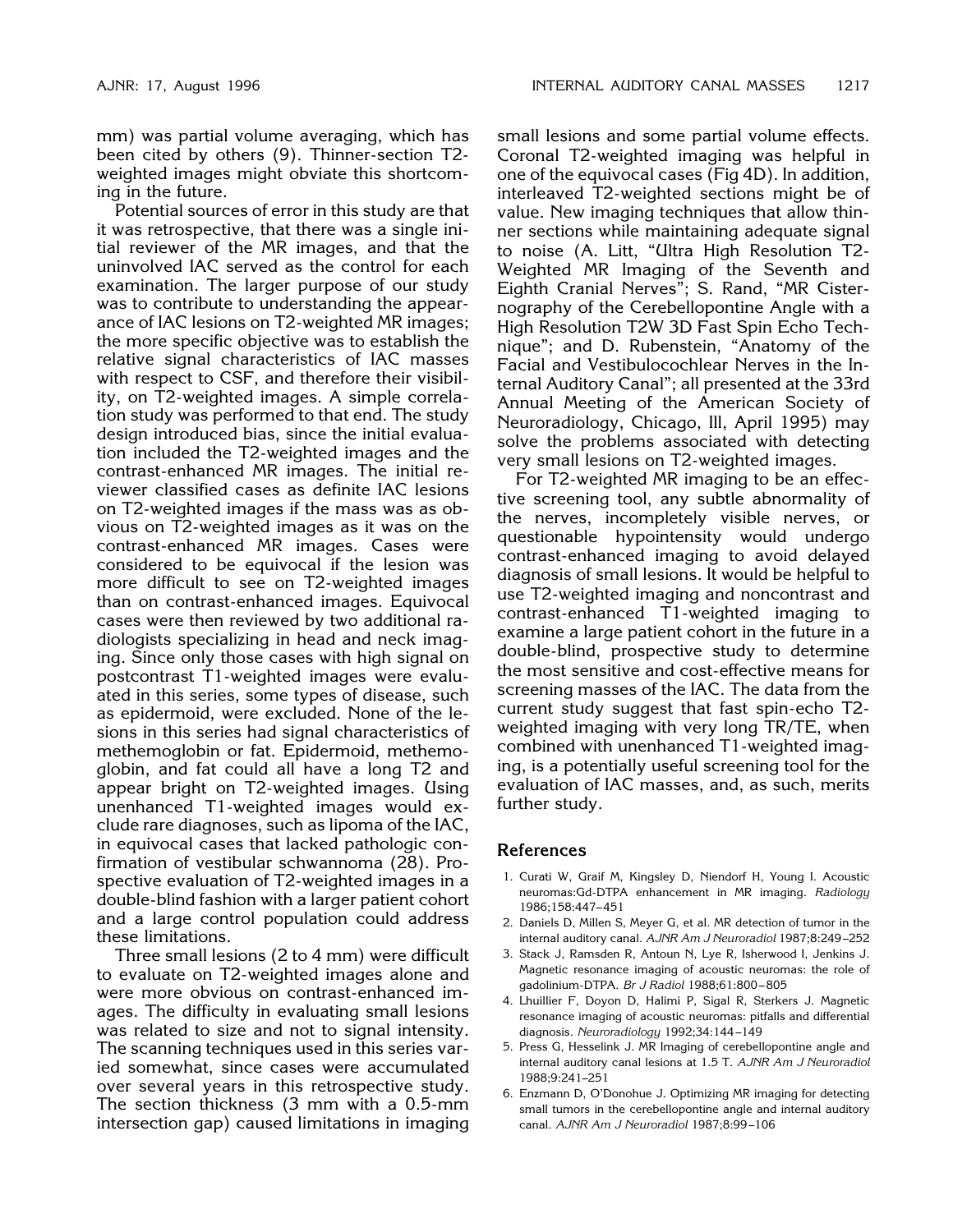mm) was partial volume averaging, which has been cited by others (9). Thinner-section T2-weighted images might obviate this shortcoming in the future.

Potential sources of error in this study are that it was retrospective, that there was a single initial reviewer of the MR images, and that the uninvolved IAC served as the control for each examination. The larger purpose of our study was to contribute to understanding the appearance of IAC lesions on T2-weighted MR images; the more specific objective was to establish the relative signal characteristics of IAC masses with respect to CSF, and therefore their visibility, on T2-weighted images. A simple correlation study was performed to that end. The study design introduced bias, since the initial evaluation included the T2-weighted images and the contrast-enhanced MR images. The initial reviewer classified cases as definite IAC lesions on T2-weighted images if the mass was as obvious on T2-weighted images as it was on the contrast-enhanced MR images. Cases were considered to be equivocal if the lesion was more difficult to see on T2-weighted images than on contrast-enhanced images. Equivocal cases were then reviewed by two additional radiologists specializing in head and neck imaging. Since only those cases with high signal on postcontrast T1-weighted images were evaluated in this series, some types of disease, such as epidermoid, were excluded. None of the lesions in this series had signal characteristics of methemoglobin or fat. Epidermoid, methemoglobin, and fat could all have a long T2 and appear bright on T2-weighted images. Using unenhanced T1-weighted images would exclude rare diagnoses, such as lipoma of the IAC, in equivocal cases that lacked pathologic confirmation of vestibular schwannoma (28). Prospective evaluation of T2-weighted images in a double-blind fashion with a larger patient cohort and a large control population could address these limitations.

Three small lesions (2 to 4 mm) were difficult to evaluate on T2-weighted images alone and were more obvious on contrast-enhanced images. The difficulty in evaluating small lesions was related to size and not to signal intensity. The scanning techniques used in this series varied somewhat, since cases were accumulated over several years in this retrospective study. The section thickness (3 mm with a 0.5-mm intersection gap) caused limitations in imaging small lesions and some partial volume effects. Coronal T2-weighted imaging was helpful in one of the equivocal cases (Fig 4D). In addition, interleaved T2-weighted sections might be of value. New imaging techniques that allow thinner sections while maintaining adequate signal to noise (A. Litt, "Ultra High Resolution T2-Weighted MR Imaging of the Seventh and Eighth Cranial Nerves"; S. Rand, "MR Cisternography of the Cerebellopontine Angle with a High Resolution T2W 3D Fast Spin Echo Technique"; and D. Rubenstein, "Anatomy of the Facial and Vestibulocochlear Nerves in the Internal Auditory Canal"; all presented at the 33rd Annual Meeting of the American Society of Neuroradiology, Chicago, Ill, April 1995) may solve the problems associated with detecting very small lesions on T2-weighted images.

For T2-weighted MR imaging to be an effective screening tool, any subtle abnormality of the nerves, incompletely visible nerves, or questionable hypointensity would undergo contrast-enhanced imaging to avoid delayed diagnosis of small lesions. It would be helpful to use T2-weighted imaging and noncontrast and contrast-enhanced T1-weighted imaging to examine a large patient cohort in the future in a double-blind, prospective study to determine the most sensitive and cost-effective means for screening masses of the IAC. The data from the current study suggest that fast spin-echo T2-weighted imaging with very long TR/TE, when combined with unenhanced T1-weighted imaging, is a potentially useful screening tool for the evaluation of IAC masses, and, as such, merits further study.

## References

1. Curati W, Graif M, Kingsley D, Niendorf H, Young I. Acoustic neuromas:Gd-DTPA enhancement in MR imaging. *Radiology* 1986;158:447–451
2. Daniels D, Millen S, Meyer G, et al. MR detection of tumor in the internal auditory canal. *AJNR Am J Neuroradiol* 1987;8:249–252
3. Stack J, Ramsden R, Antoun N, Lye R, Isherwood I, Jenkins J. Magnetic resonance imaging of acoustic neuromas: the role of gadolinium-DTPA. *Br J Radiol* 1988;61:800–805
4. Lhuillier F, Doyon D, Halimi P, Sigal R, Sterkers J. Magnetic resonance imaging of acoustic neuromas: pitfalls and differential diagnosis. *Neuroradiology* 1992;34:144–149
5. Press G, Hesselink J. MR Imaging of cerebellopontine angle and internal auditory canal lesions at 1.5 T. *AJNR Am J Neuroradiol* 1988;9:241–251
6. Enzmann D, O'Donohue J. Optimizing MR imaging for detecting small tumors in the cerebellopontine angle and internal auditory canal. *AJNR Am J Neuroradiol* 1987;8:99–106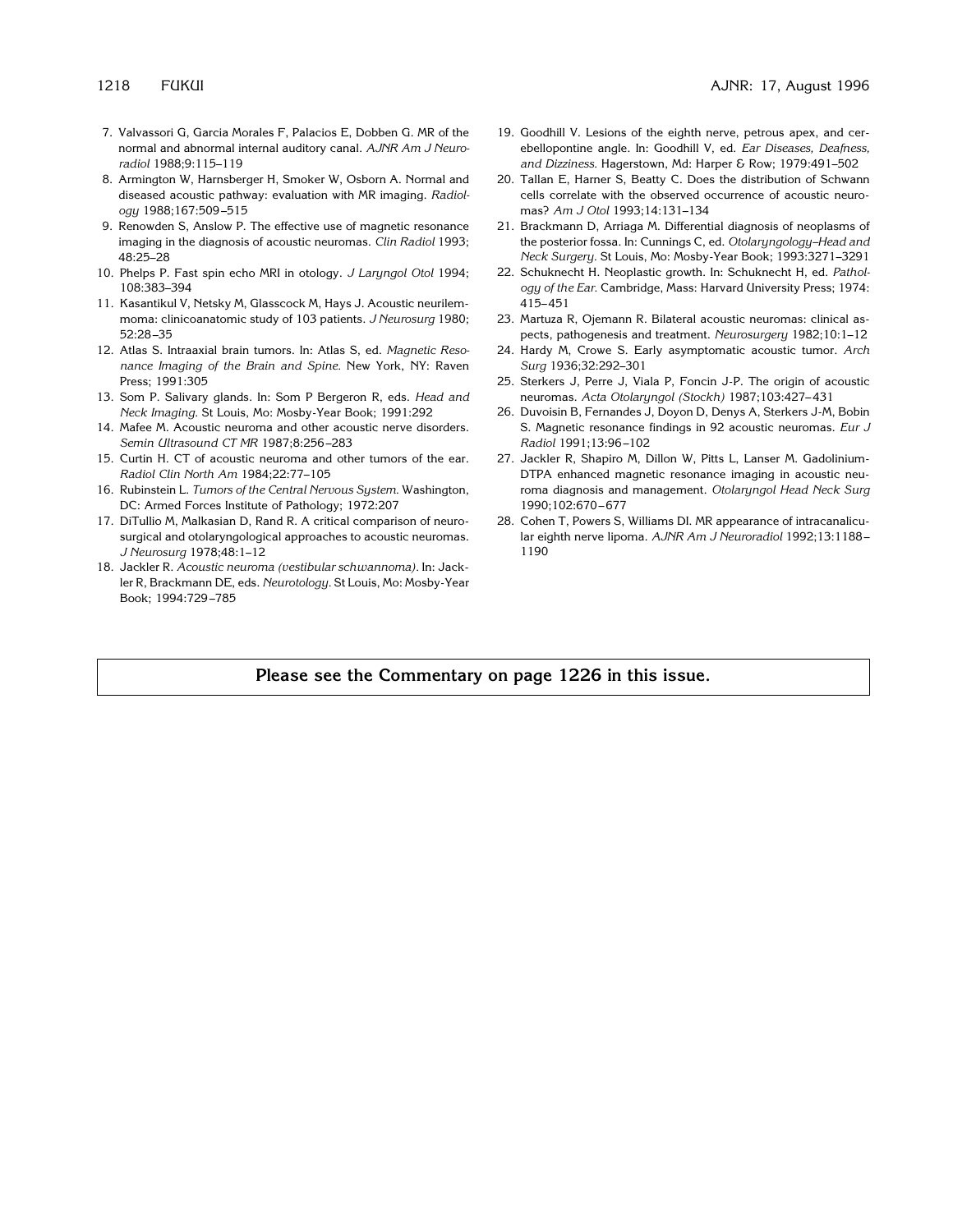7. Valvassori G, Garcia Morales F, Palacios E, Dobben G. MR of the normal and abnormal internal auditory canal. *AJNR Am J Neuroradiol* 1988;9:115–119
8. Armington W, Harnsberger H, Smoker W, Osborn A. Normal and diseased acoustic pathway: evaluation with MR imaging. *Radiology* 1988;167:509–515
9. Renowden S, Anslow P. The effective use of magnetic resonance imaging in the diagnosis of acoustic neuromas. *Clin Radiol* 1993; 48:25–28
10. Phelps P. Fast spin echo MRI in otology. *J Laryngol Otol* 1994; 108:383–394
11. Kasantikul V, Netsky M, Glasscock M, Hays J. Acoustic neurilemmoma: clinicoanatomic study of 103 patients. *J Neurosurg* 1980; 52:28–35
12. Atlas S. Intraaxial brain tumors. In: Atlas S, ed. *Magnetic Resonance Imaging of the Brain and Spine.* New York, NY: Raven Press; 1991:305
13. Som P. Salivary glands. In: Som P Bergeron R, eds. *Head and Neck Imaging.* St Louis, Mo: Mosby-Year Book; 1991:292
14. Mafee M. Acoustic neuroma and other acoustic nerve disorders. *Semin Ultrasound CT MR* 1987;8:256–283
15. Curtin H. CT of acoustic neuroma and other tumors of the ear. *Radiol Clin North Am* 1984;22:77–105
16. Rubinstein L. *Tumors of the Central Nervous System.* Washington, DC: Armed Forces Institute of Pathology; 1972:207
17. DiTullio M, Malkasian D, Rand R. A critical comparison of neurosurgical and otolaryngological approaches to acoustic neuromas. *J Neurosurg* 1978;48:1–12
18. Jackler R. *Acoustic neuroma (vestibular schwannoma).* In: Jackler R, Brackmann DE, eds. *Neurotology.* St Louis, Mo: Mosby-Year Book; 1994:729–785
19. Goodhill V. Lesions of the eighth nerve, petrous apex, and cerebellopontine angle. In: Goodhill V, ed. *Ear Diseases, Deafness, and Dizziness.* Hagerstown, Md: Harper & Row; 1979:491–502
20. Tallan E, Harner S, Beatty C. Does the distribution of Schwann cells correlate with the observed occurrence of acoustic neuromas? *Am J Otol* 1993;14:131–134
21. Brackmann D, Arriaga M. Differential diagnosis of neoplasms of the posterior fossa. In: Cunnings C, ed. *Otolaryngology–Head and Neck Surgery.* St Louis, Mo: Mosby-Year Book; 1993:3271–3291
22. Schuknecht H. Neoplastic growth. In: Schuknecht H, ed. *Pathology of the Ear.* Cambridge, Mass: Harvard University Press; 1974: 415–451
23. Martuza R, Ojemann R. Bilateral acoustic neuromas: clinical aspects, pathogenesis and treatment. *Neurosurgery* 1982;10:1–12
24. Hardy M, Crowe S. Early asymptomatic acoustic tumor. *Arch Surg* 1936;32:292–301
25. Sterkers J, Perre J, Viala P, Foncin J-P. The origin of acoustic neuromas. *Acta Otolaryngol (Stockh)* 1987;103:427–431
26. Duvoisin B, Fernandes J, Doyon D, Denys A, Sterkers J-M, Bobin S. Magnetic resonance findings in 92 acoustic neuromas. *Eur J Radiol* 1991;13:96–102
27. Jackler R, Shapiro M, Dillon W, Pitts L, Lanser M. Gadolinium-DTPA enhanced magnetic resonance imaging in acoustic neuroma diagnosis and management. *Otolaryngol Head Neck Surg* 1990;102:670–677
28. Cohen T, Powers S, Williams DI. MR appearance of intracanalicular eighth nerve lipoma. *AJNR Am J Neuroradiol* 1992;13:1188–1190

**Please see the Commentary on page 1226 in this issue.**